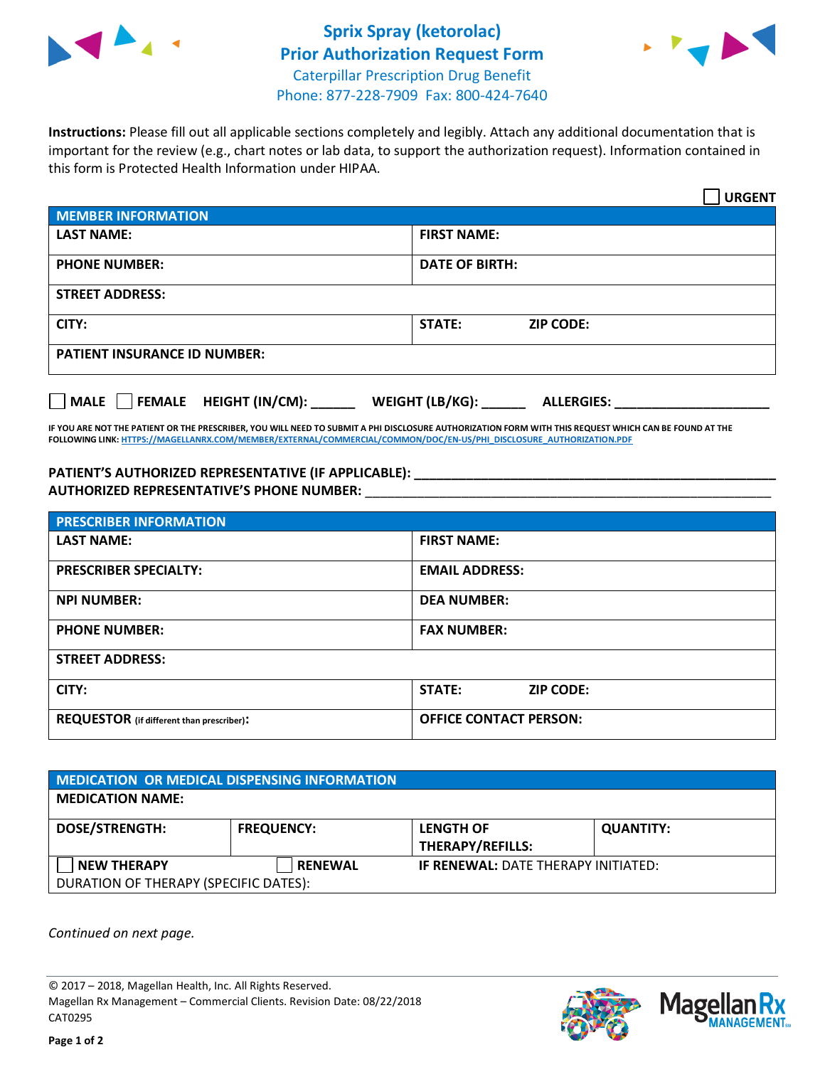# Sprix Spray (ketorolac) Prior Authorization Request Form

Caterpillar Prescription Drug Benefit
Phone: 877-228-7909 Fax: 800-424-7640

**Instructions:** Please fill out all applicable sections completely and legibly. Attach any additional documentation that is important for the review (e.g., chart notes or lab data, to support the authorization request). Information contained in this form is Protected Health Information under HIPAA.

☐ **URGENT**

| MEMBER INFORMATION | |
|---|---|
| **LAST NAME:** | **FIRST NAME:** |
| **PHONE NUMBER:** | **DATE OF BIRTH:** |
| **STREET ADDRESS:** | |
| **CITY:** | **STATE:** **ZIP CODE:** |
| **PATIENT INSURANCE ID NUMBER:** | |

☐ **MALE** ☐ **FEMALE** **HEIGHT (IN/CM):** ______ **WEIGHT (LB/KG):** ______ **ALLERGIES:** ____________________

**IF YOU ARE NOT THE PATIENT OR THE PRESCRIBER, YOU WILL NEED TO SUBMIT A PHI DISCLOSURE AUTHORIZATION FORM WITH THIS REQUEST WHICH CAN BE FOUND AT THE FOLLOWING LINK:** HTTPS://MAGELLANRX.COM/MEMBER/EXTERNAL/COMMERCIAL/COMMON/DOC/EN-US/PHI_DISCLOSURE_AUTHORIZATION.PDF

**PATIENT'S AUTHORIZED REPRESENTATIVE (IF APPLICABLE):** ____________________________________________
**AUTHORIZED REPRESENTATIVE'S PHONE NUMBER:** ____________________________________________

| PRESCRIBER INFORMATION | |
|---|---|
| **LAST NAME:** | **FIRST NAME:** |
| **PRESCRIBER SPECIALTY:** | **EMAIL ADDRESS:** |
| **NPI NUMBER:** | **DEA NUMBER:** |
| **PHONE NUMBER:** | **FAX NUMBER:** |
| **STREET ADDRESS:** | |
| **CITY:** | **STATE:** **ZIP CODE:** |
| **REQUESTOR** (if different than prescriber): | **OFFICE CONTACT PERSON:** |

| MEDICATION OR MEDICAL DISPENSING INFORMATION | | | |
|---|---|---|---|
| **MEDICATION NAME:** | | | |
| **DOSE/STRENGTH:** | **FREQUENCY:** | **LENGTH OF THERAPY/REFILLS:** | **QUANTITY:** |
| ☐ **NEW THERAPY** | ☐ **RENEWAL** | **IF RENEWAL:** DATE THERAPY INITIATED: | |
| DURATION OF THERAPY (SPECIFIC DATES): | | | |

*Continued on next page.*

© 2017 – 2018, Magellan Health, Inc. All Rights Reserved.
Magellan Rx Management – Commercial Clients. Revision Date: 08/22/2018
CAT0295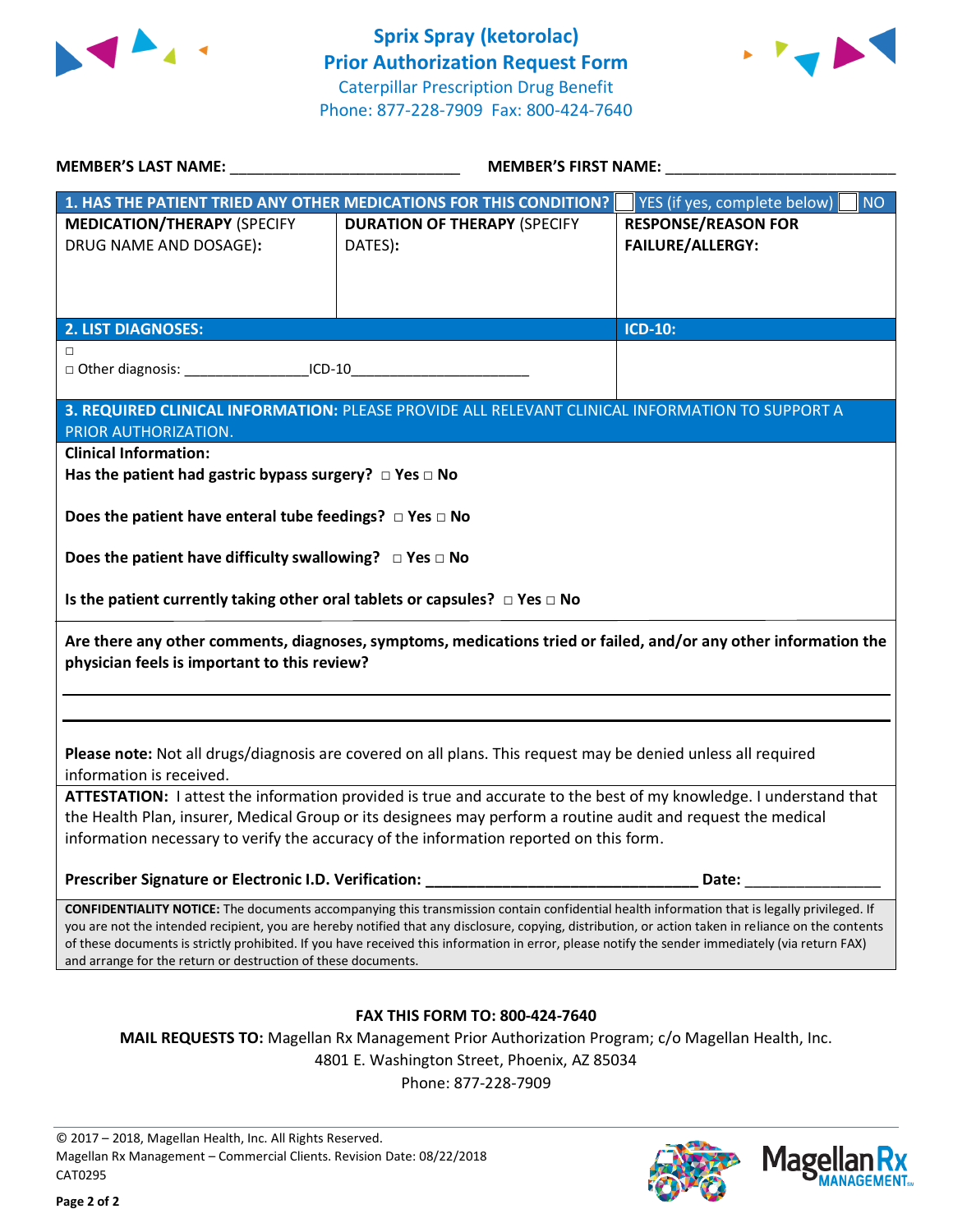# Sprix Spray (ketorolac)
## Prior Authorization Request Form

Caterpillar Prescription Drug Benefit
Phone: 877-228-7909 Fax: 800-424-7640

**MEMBER'S LAST NAME:** ___________________________ **MEMBER'S FIRST NAME:** ___________________________

| **1. HAS THE PATIENT TRIED ANY OTHER MEDICATIONS FOR THIS CONDITION?** | | ☐ YES (if yes, complete below) ☐ NO |
|---|---|---|
| **MEDICATION/THERAPY** (SPECIFY DRUG NAME AND DOSAGE): | **DURATION OF THERAPY** (SPECIFY DATES): | **RESPONSE/REASON FOR FAILURE/ALLERGY:** |
| | | |

| **2. LIST DIAGNOSES:** | **ICD-10:** |
|---|---|
| ☐<br>☐ Other diagnosis: ________________ICD-10______________________ | |

**3. REQUIRED CLINICAL INFORMATION:** PLEASE PROVIDE ALL RELEVANT CLINICAL INFORMATION TO SUPPORT A PRIOR AUTHORIZATION.

**Clinical Information:**

**Has the patient had gastric bypass surgery?** ☐ **Yes** ☐ **No**

**Does the patient have enteral tube feedings?** ☐ **Yes** ☐ **No**

**Does the patient have difficulty swallowing?** ☐ **Yes** ☐ **No**

**Is the patient currently taking other oral tablets or capsules?** ☐ **Yes** ☐ **No**

**Are there any other comments, diagnoses, symptoms, medications tried or failed, and/or any other information the physician feels is important to this review?**

_______________________________________________________________________________

_______________________________________________________________________________

**Please note:** Not all drugs/diagnosis are covered on all plans. This request may be denied unless all required information is received.

**ATTESTATION:** I attest the information provided is true and accurate to the best of my knowledge. I understand that the Health Plan, insurer, Medical Group or its designees may perform a routine audit and request the medical information necessary to verify the accuracy of the information reported on this form.

**Prescriber Signature or Electronic I.D. Verification:** ________________________________ **Date:** ________________

**CONFIDENTIALITY NOTICE:** The documents accompanying this transmission contain confidential health information that is legally privileged. If you are not the intended recipient, you are hereby notified that any disclosure, copying, distribution, or action taken in reliance on the contents of these documents is strictly prohibited. If you have received this information in error, please notify the sender immediately (via return FAX) and arrange for the return or destruction of these documents.

**FAX THIS FORM TO: 800-424-7640**

**MAIL REQUESTS TO:** Magellan Rx Management Prior Authorization Program; c/o Magellan Health, Inc.
4801 E. Washington Street, Phoenix, AZ 85034
Phone: 877-228-7909

© 2017 – 2018, Magellan Health, Inc. All Rights Reserved.
Magellan Rx Management – Commercial Clients. Revision Date: 08/22/2018
CAT0295